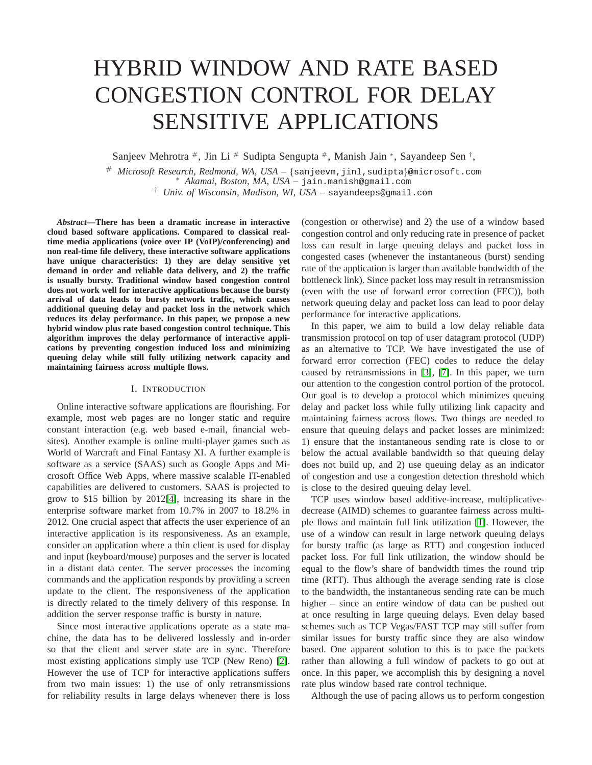# HYBRID WINDOW AND RATE BASED CONGESTION CONTROL FOR DELAY SENSITIVE APPLICATIONS

Sanjeev Mehrotra #, Jin Li # Sudipta Sengupta #, Manish Jain *, Sayandeep Sen †,

# *Microsoft Research, Redmond, WA, USA* – {sanjeevm,jinl,sudipta}@microsoft.com
* *Akamai, Boston, MA, USA* – jain.manish@gmail.com
† *Univ. of Wisconsin, Madison, WI, USA* – sayandeeps@gmail.com

***Abstract*—There has been a dramatic increase in interactive cloud based software applications. Compared to classical real-time media applications (voice over IP (VoIP)/conferencing) and non real-time file delivery, these interactive software applications have unique characteristics: 1) they are delay sensitive yet demand in order and reliable data delivery, and 2) the traffic is usually bursty. Traditional window based congestion control does not work well for interactive applications because the bursty arrival of data leads to bursty network traffic, which causes additional queuing delay and packet loss in the network which reduces its delay performance. In this paper, we propose a new hybrid window plus rate based congestion control technique. This algorithm improves the delay performance of interactive applications by preventing congestion induced loss and minimizing queuing delay while still fully utilizing network capacity and maintaining fairness across multiple flows.**

## I. Introduction

Online interactive software applications are flourishing. For example, most web pages are no longer static and require constant interaction (e.g. web based e-mail, financial websites). Another example is online multi-player games such as World of Warcraft and Final Fantasy XI. A further example is software as a service (SAAS) such as Google Apps and Microsoft Office Web Apps, where massive scalable IT-enabled capabilities are delivered to customers. SAAS is projected to grow to $15 billion by 2012[4], increasing its share in the enterprise software market from 10.7% in 2007 to 18.2% in 2012. One crucial aspect that affects the user experience of an interactive application is its responsiveness. As an example, consider an application where a thin client is used for display and input (keyboard/mouse) purposes and the server is located in a distant data center. The server processes the incoming commands and the application responds by providing a screen update to the client. The responsiveness of the application is directly related to the timely delivery of this response. In addition the server response traffic is bursty in nature.

Since most interactive applications operate as a state machine, the data has to be delivered losslessly and in-order so that the client and server state are in sync. Therefore most existing applications simply use TCP (New Reno) [2]. However the use of TCP for interactive applications suffers from two main issues: 1) the use of only retransmissions for reliability results in large delays whenever there is loss (congestion or otherwise) and 2) the use of a window based congestion control and only reducing rate in presence of packet loss can result in large queuing delays and packet loss in congested cases (whenever the instantaneous (burst) sending rate of the application is larger than available bandwidth of the bottleneck link). Since packet loss may result in retransmission (even with the use of forward error correction (FEC)), both network queuing delay and packet loss can lead to poor delay performance for interactive applications.

In this paper, we aim to build a low delay reliable data transmission protocol on top of user datagram protocol (UDP) as an alternative to TCP. We have investigated the use of forward error correction (FEC) codes to reduce the delay caused by retransmissions in [3], [7]. In this paper, we turn our attention to the congestion control portion of the protocol. Our goal is to develop a protocol which minimizes queuing delay and packet loss while fully utilizing link capacity and maintaining fairness across flows. Two things are needed to ensure that queuing delays and packet losses are minimized: 1) ensure that the instantaneous sending rate is close to or below the actual available bandwidth so that queuing delay does not build up, and 2) use queuing delay as an indicator of congestion and use a congestion detection threshold which is close to the desired queuing delay level.

TCP uses window based additive-increase, multiplicative-decrease (AIMD) schemes to guarantee fairness across multiple flows and maintain full link utilization [1]. However, the use of a window can result in large network queuing delays for bursty traffic (as large as RTT) and congestion induced packet loss. For full link utilization, the window should be equal to the flow's share of bandwidth times the round trip time (RTT). Thus although the average sending rate is close to the bandwidth, the instantaneous sending rate can be much higher – since an entire window of data can be pushed out at once resulting in large queuing delays. Even delay based schemes such as TCP Vegas/FAST TCP may still suffer from similar issues for bursty traffic since they are also window based. One apparent solution to this is to pace the packets rather than allowing a full window of packets to go out at once. In this paper, we accomplish this by designing a novel rate plus window based rate control technique.

Although the use of pacing allows us to perform congestion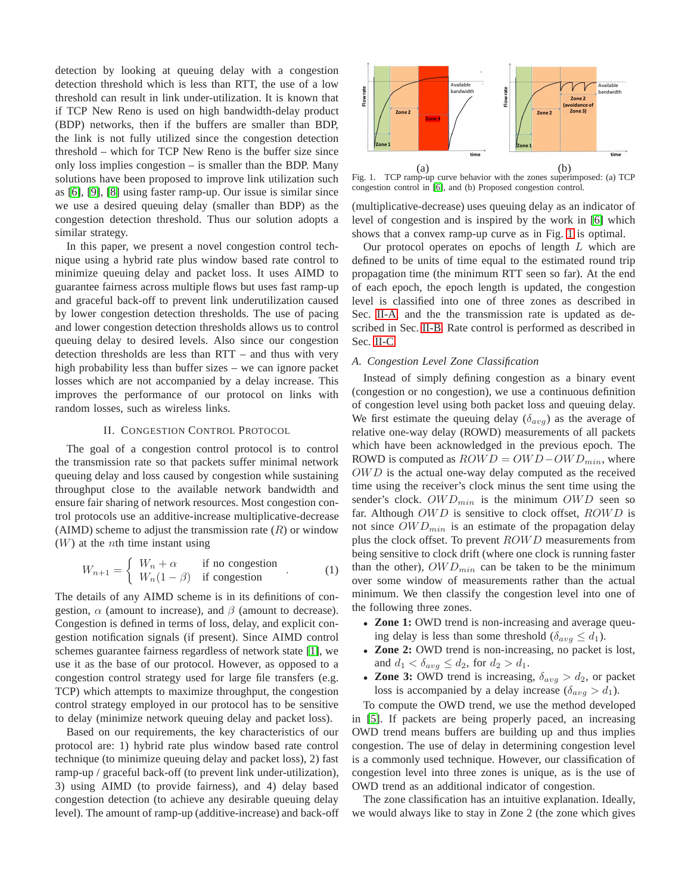detection by looking at queuing delay with a congestion detection threshold which is less than RTT, the use of a low threshold can result in link under-utilization. It is known that if TCP New Reno is used on high bandwidth-delay product (BDP) networks, then if the buffers are smaller than BDP, the link is not fully utilized since the congestion detection threshold – which for TCP New Reno is the buffer size since only loss implies congestion – is smaller than the BDP. Many solutions have been proposed to improve link utilization such as [6], [9], [8] using faster ramp-up. Our issue is similar since we use a desired queuing delay (smaller than BDP) as the congestion detection threshold. Thus our solution adopts a similar strategy.

In this paper, we present a novel congestion control technique using a hybrid rate plus window based rate control to minimize queuing delay and packet loss. It uses AIMD to guarantee fairness across multiple flows but uses fast ramp-up and graceful back-off to prevent link underutilization caused by lower congestion detection thresholds. The use of pacing and lower congestion detection thresholds allows us to control queuing delay to desired levels. Also since our congestion detection thresholds are less than RTT – and thus with very high probability less than buffer sizes – we can ignore packet losses which are not accompanied by a delay increase. This improves the performance of our protocol on links with random losses, such as wireless links.

## II. Congestion Control Protocol

The goal of a congestion control protocol is to control the transmission rate so that packets suffer minimal network queuing delay and loss caused by congestion while sustaining throughput close to the available network bandwidth and ensure fair sharing of network resources. Most congestion control protocols use an additive-increase multiplicative-decrease (AIMD) scheme to adjust the transmission rate ($R$) or window ($W$) at the $n$th time instant using

$$W_{n+1} = \begin{cases} W_n + \alpha & \text{if no congestion} \\ W_n(1-\beta) & \text{if congestion} \end{cases} . \quad (1)$$

The details of any AIMD scheme is in its definitions of congestion, $\alpha$ (amount to increase), and $\beta$ (amount to decrease). Congestion is defined in terms of loss, delay, and explicit congestion notification signals (if present). Since AIMD control schemes guarantee fairness regardless of network state [1], we use it as the base of our protocol. However, as opposed to a congestion control strategy used for large file transfers (e.g. TCP) which attempts to maximize throughput, the congestion control strategy employed in our protocol has to be sensitive to delay (minimize network queuing delay and packet loss).

Based on our requirements, the key characteristics of our protocol are: 1) hybrid rate plus window based rate control technique (to minimize queuing delay and packet loss), 2) fast ramp-up / graceful back-off (to prevent link under-utilization), 3) using AIMD (to provide fairness), and 4) delay based congestion detection (to achieve any desirable queuing delay level). The amount of ramp-up (additive-increase) and back-off (multiplicative-decrease) uses queuing delay as an indicator of level of congestion and is inspired by the work in [6] which shows that a convex ramp-up curve as in Fig. 1 is optimal.

(a) (b)

Fig. 1. TCP ramp-up curve behavior with the zones superimposed: (a) TCP congestion control in [6], and (b) Proposed congestion control.

Our protocol operates on epochs of length $L$ which are defined to be units of time equal to the estimated round trip propagation time (the minimum RTT seen so far). At the end of each epoch, the epoch length is updated, the congestion level is classified into one of three zones as described in Sec. II-A, and the the transmission rate is updated as described in Sec. II-B. Rate control is performed as described in Sec. II-C.

### A. Congestion Level Zone Classification

Instead of simply defining congestion as a binary event (congestion or no congestion), we use a continuous definition of congestion level using both packet loss and queuing delay. We first estimate the queuing delay ($\delta_{avg}$) as the average of relative one-way delay (ROWD) measurements of all packets which have been acknowledged in the previous epoch. The ROWD is computed as $ROWD = OWD - OWD_{min}$, where $OWD$ is the actual one-way delay computed as the received time using the receiver's clock minus the sent time using the sender's clock. $OWD_{min}$ is the minimum $OWD$ seen so far. Although $OWD$ is sensitive to clock offset, $ROWD$ is not since $OWD_{min}$ is an estimate of the propagation delay plus the clock offset. To prevent $ROWD$ measurements from being sensitive to clock drift (where one clock is running faster than the other), $OWD_{min}$ can be taken to be the minimum over some window of measurements rather than the actual minimum. We then classify the congestion level into one of the following three zones.

- **Zone 1:** OWD trend is non-increasing and average queuing delay is less than some threshold ($\delta_{avg} \leq d_1$).
- **Zone 2:** OWD trend is non-increasing, no packet is lost, and $d_1 < \delta_{avg} \leq d_2$, for $d_2 > d_1$.
- **Zone 3:** OWD trend is increasing, $\delta_{avg} > d_2$, or packet loss is accompanied by a delay increase ($\delta_{avg} > d_1$).

To compute the OWD trend, we use the method developed in [5]. If packets are being properly paced, an increasing OWD trend means buffers are building up and thus implies congestion. The use of delay in determining congestion level is a commonly used technique. However, our classification of congestion level into three zones is unique, as is the use of OWD trend as an additional indicator of congestion.

The zone classification has an intuitive explanation. Ideally, we would always like to stay in Zone 2 (the zone which gives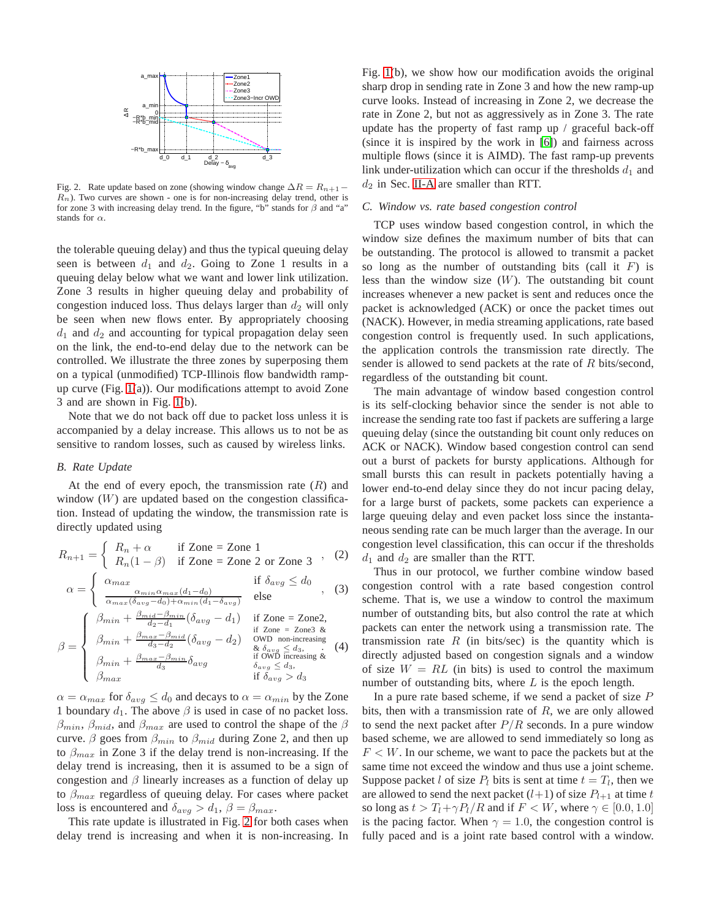Fig. 2. Rate update based on zone (showing window change $\Delta R = R_{n+1} - R_n$). Two curves are shown - one is for non-increasing delay trend, other is for zone 3 with increasing delay trend. In the figure, "b" stands for $\beta$ and "a" stands for $\alpha$.

the tolerable queuing delay) and thus the typical queuing delay seen is between $d_1$ and $d_2$. Going to Zone 1 results in a queuing delay below what we want and lower link utilization. Zone 3 results in higher queuing delay and probability of congestion induced loss. Thus delays larger than $d_2$ will only be seen when new flows enter. By appropriately choosing $d_1$ and $d_2$ and accounting for typical propagation delay seen on the link, the end-to-end delay due to the network can be controlled. We illustrate the three zones by superposing them on a typical (unmodified) TCP-Illinois flow bandwidth ramp-up curve (Fig. 1(a)). Our modifications attempt to avoid Zone 3 and are shown in Fig. 1(b).

Note that we do not back off due to packet loss unless it is accompanied by a delay increase. This allows us to not be as sensitive to random losses, such as caused by wireless links.

### B. Rate Update

At the end of every epoch, the transmission rate ($R$) and window ($W$) are updated based on the congestion classification. Instead of updating the window, the transmission rate is directly updated using

$$R_{n+1} = \begin{cases} R_n + \alpha & \text{if Zone = Zone 1} \\ R_n(1-\beta) & \text{if Zone = Zone 2 or Zone 3} \end{cases}, \quad (2)$$

$$\alpha = \begin{cases} \alpha_{max} & \text{if } \delta_{avg} \le d_0 \\ \frac{\alpha_{min}\alpha_{max}(d_1-d_0)}{\alpha_{max}(\delta_{avg}-d_0)+\alpha_{min}(d_1-\delta_{avg})} & \text{else} \end{cases}, \quad (3)$$

$$\beta = \begin{cases} \beta_{min} + \frac{\beta_{mid}-\beta_{min}}{d_2-d_1}(\delta_{avg}-d_1) & \text{if Zone = Zone2,} \\ \beta_{min} + \frac{\beta_{max}-\beta_{mid}}{d_3-d_2}(\delta_{avg}-d_2) & \text{if Zone = Zone3 \& OWD non-increasing \& } \delta_{avg} \le d_3, \\ \beta_{min} + \frac{\beta_{max}-\beta_{min}}{d_3}\delta_{avg} & \text{if OWD increasing \& } \delta_{avg} \le d_3, \\ \beta_{max} & \text{if } \delta_{avg} > d_3 \end{cases}. \quad (4)$$

$\alpha = \alpha_{max}$ for $\delta_{avg} \le d_0$ and decays to $\alpha = \alpha_{min}$ by the Zone 1 boundary $d_1$. The above $\beta$ is used in case of no packet loss. $\beta_{min}$, $\beta_{mid}$, and $\beta_{max}$ are used to control the shape of the $\beta$ curve. $\beta$ goes from $\beta_{min}$ to $\beta_{mid}$ during Zone 2, and then up to $\beta_{max}$ in Zone 3 if the delay trend is non-increasing. If the delay trend is increasing, then it is assumed to be a sign of congestion and $\beta$ linearly increases as a function of delay up to $\beta_{max}$ regardless of queuing delay. For cases where packet loss is encountered and $\delta_{avg} > d_1$, $\beta = \beta_{max}$.

This rate update is illustrated in Fig. 2 for both cases when delay trend is increasing and when it is non-increasing. In Fig. 1(b), we show how our modification avoids the original sharp drop in sending rate in Zone 3 and how the new ramp-up curve looks. Instead of increasing in Zone 2, we decrease the rate in Zone 2, but not as aggressively as in Zone 3. The rate update has the property of fast ramp up / graceful back-off (since it is inspired by the work in [6]) and fairness across multiple flows (since it is AIMD). The fast ramp-up prevents link under-utilization which can occur if the thresholds $d_1$ and $d_2$ in Sec. II-A are smaller than RTT.

### C. Window vs. rate based congestion control

TCP uses window based congestion control, in which the window size defines the maximum number of bits that can be outstanding. The protocol is allowed to transmit a packet so long as the number of outstanding bits (call it $F$) is less than the window size ($W$). The outstanding bit count increases whenever a new packet is sent and reduces once the packet is acknowledged (ACK) or once the packet times out (NACK). However, in media streaming applications, rate based congestion control is frequently used. In such applications, the application controls the transmission rate directly. The sender is allowed to send packets at the rate of $R$ bits/second, regardless of the outstanding bit count.

The main advantage of window based congestion control is its self-clocking behavior since the sender is not able to increase the sending rate too fast if packets are suffering a large queuing delay (since the outstanding bit count only reduces on ACK or NACK). Window based congestion control can send out a burst of packets for bursty applications. Although for small bursts this can result in packets potentially having a lower end-to-end delay since they do not incur pacing delay, for a large burst of packets, some packets can experience a large queuing delay and even packet loss since the instantaneous sending rate can be much larger than the average. In our congestion level classification, this can occur if the thresholds $d_1$ and $d_2$ are smaller than the RTT.

Thus in our protocol, we further combine window based congestion control with a rate based congestion control scheme. That is, we use a window to control the maximum number of outstanding bits, but also control the rate at which packets can enter the network using a transmission rate. The transmission rate $R$ (in bits/sec) is the quantity which is directly adjusted based on congestion signals and a window of size $W = RL$ (in bits) is used to control the maximum number of outstanding bits, where $L$ is the epoch length.

In a pure rate based scheme, if we send a packet of size $P$ bits, then with a transmission rate of $R$, we are only allowed to send the next packet after $P/R$ seconds. In a pure window based scheme, we are allowed to send immediately so long as $F < W$. In our scheme, we want to pace the packets but at the same time not exceed the window and thus use a joint scheme. Suppose packet $l$ of size $P_l$ bits is sent at time $t = T_l$, then we are allowed to send the next packet $(l+1)$ of size $P_{l+1}$ at time $t$ so long as $t > T_l + \gamma P_l/R$ and if $F < W$, where $\gamma \in [0.0, 1.0]$ is the pacing factor. When $\gamma = 1.0$, the congestion control is fully paced and is a joint rate based control with a window.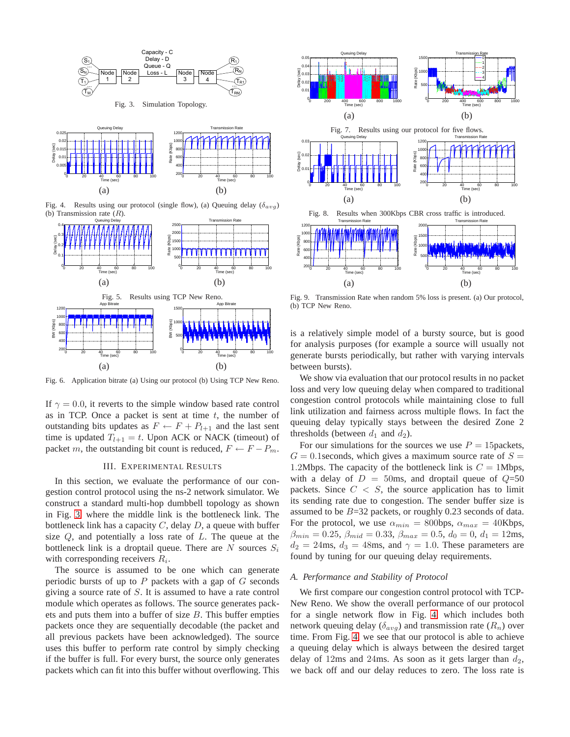Fig. 3. Simulation Topology.

Fig. 4. Results using our protocol (single flow), (a) Queuing delay ($\delta_{avg}$) (b) Transmission rate ($R$).

Fig. 5. Results using TCP New Reno.

Fig. 6. Application bitrate (a) Using our protocol (b) Using TCP New Reno.

Fig. 7. Results using our protocol for five flows.

Fig. 8. Results when 300Kbps CBR cross traffic is introduced.

Fig. 9. Transmission Rate when random 5% loss is present. (a) Our protocol, (b) TCP New Reno.

If $\gamma = 0.0$, it reverts to the simple window based rate control as in TCP. Once a packet is sent at time $t$, the number of outstanding bits updates as $F \leftarrow F + P_{l+1}$ and the last sent time is updated $T_{l+1} = t$. Upon ACK or NACK (timeout) of packet $m$, the outstanding bit count is reduced, $F \leftarrow F - P_m$.

## III. Experimental Results

In this section, we evaluate the performance of our congestion control protocol using the ns-2 network simulator. We construct a standard multi-hop dumbbell topology as shown in Fig. 3 where the middle link is the bottleneck link. The bottleneck link has a capacity $C$, delay $D$, a queue with buffer size $Q$, and potentially a loss rate of $L$. The queue at the bottleneck link is a droptail queue. There are $N$ sources $S_i$ with corresponding receivers $R_i$.

The source is assumed to be one which can generate periodic bursts of up to $P$ packets with a gap of $G$ seconds giving a source rate of $S$. It is assumed to have a rate control module which operates as follows. The source generates packets and puts them into a buffer of size $B$. This buffer empties packets once they are sequentially decodable (the packet and all previous packets have been acknowledged). The source uses this buffer to perform rate control by simply checking if the buffer is full. For every burst, the source only generates packets which can fit into this buffer without overflowing. This is a relatively simple model of a bursty source, but is good for analysis purposes (for example a source will usually not generate bursts periodically, but rather with varying intervals between bursts).

We show via evaluation that our protocol results in no packet loss and very low queuing delay when compared to traditional congestion control protocols while maintaining close to full link utilization and fairness across multiple flows. In fact the queuing delay typically stays between the desired Zone 2 thresholds (between $d_1$ and $d_2$).

For our simulations for the sources we use $P = 15$packets, $G = 0.1$seconds, which gives a maximum source rate of $S = 1.2$Mbps. The capacity of the bottleneck link is $C = 1$Mbps, with a delay of $D = 50$ms, and droptail queue of $Q$=50 packets. Since $C < S$, the source application has to limit its sending rate due to congestion. The sender buffer size is assumed to be $B$=32 packets, or roughly 0.23 seconds of data. For the protocol, we use $\alpha_{min} = 800$bps, $\alpha_{max} = 40$Kbps, $\beta_{min} = 0.25$, $\beta_{mid} = 0.33$, $\beta_{max} = 0.5$, $d_0 = 0$, $d_1 = 12$ms, $d_2 = 24$ms, $d_3 = 48$ms, and $\gamma = 1.0$. These parameters are found by tuning for our queuing delay requirements.

### A. Performance and Stability of Protocol

We first compare our congestion control protocol with TCP-New Reno. We show the overall performance of our protocol for a single network flow in Fig. 4 which includes both network queuing delay ($\delta_{avg}$) and transmission rate ($R_n$) over time. From Fig. 4 we see that our protocol is able to achieve a queuing delay which is always between the desired target delay of 12ms and 24ms. As soon as it gets larger than $d_2$, we back off and our delay reduces to zero. The loss rate is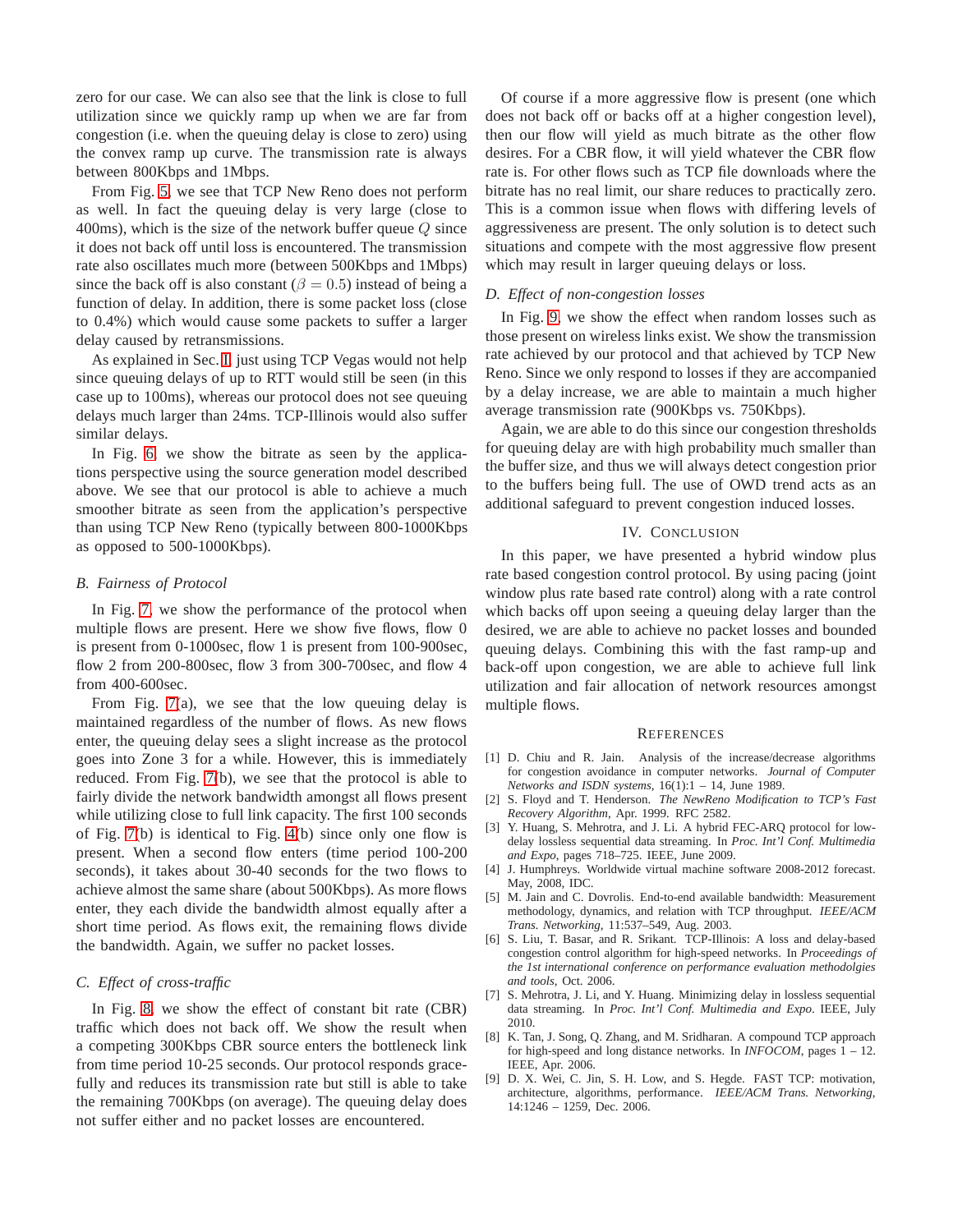zero for our case. We can also see that the link is close to full utilization since we quickly ramp up when we are far from congestion (i.e. when the queuing delay is close to zero) using the convex ramp up curve. The transmission rate is always between 800Kbps and 1Mbps.

From Fig. 5, we see that TCP New Reno does not perform as well. In fact the queuing delay is very large (close to 400ms), which is the size of the network buffer queue $Q$ since it does not back off until loss is encountered. The transmission rate also oscillates much more (between 500Kbps and 1Mbps) since the back off is also constant ($\beta = 0.5$) instead of being a function of delay. In addition, there is some packet loss (close to 0.4%) which would cause some packets to suffer a larger delay caused by retransmissions.

As explained in Sec. I, just using TCP Vegas would not help since queuing delays of up to RTT would still be seen (in this case up to 100ms), whereas our protocol does not see queuing delays much larger than 24ms. TCP-Illinois would also suffer similar delays.

In Fig. 6, we show the bitrate as seen by the applications perspective using the source generation model described above. We see that our protocol is able to achieve a much smoother bitrate as seen from the application's perspective than using TCP New Reno (typically between 800-1000Kbps as opposed to 500-1000Kbps).

### B. Fairness of Protocol

In Fig. 7, we show the performance of the protocol when multiple flows are present. Here we show five flows, flow 0 is present from 0-1000sec, flow 1 is present from 100-900sec, flow 2 from 200-800sec, flow 3 from 300-700sec, and flow 4 from 400-600sec.

From Fig. 7(a), we see that the low queuing delay is maintained regardless of the number of flows. As new flows enter, the queuing delay sees a slight increase as the protocol goes into Zone 3 for a while. However, this is immediately reduced. From Fig. 7(b), we see that the protocol is able to fairly divide the network bandwidth amongst all flows present while utilizing close to full link capacity. The first 100 seconds of Fig. 7(b) is identical to Fig. 4(b) since only one flow is present. When a second flow enters (time period 100-200 seconds), it takes about 30-40 seconds for the two flows to achieve almost the same share (about 500Kbps). As more flows enter, they each divide the bandwidth almost equally after a short time period. As flows exit, the remaining flows divide the bandwidth. Again, we suffer no packet losses.

### C. Effect of cross-traffic

In Fig. 8, we show the effect of constant bit rate (CBR) traffic which does not back off. We show the result when a competing 300Kbps CBR source enters the bottleneck link from time period 10-25 seconds. Our protocol responds gracefully and reduces its transmission rate but still is able to take the remaining 700Kbps (on average). The queuing delay does not suffer either and no packet losses are encountered.

Of course if a more aggressive flow is present (one which does not back off or backs off at a higher congestion level), then our flow will yield as much bitrate as the other flow desires. For a CBR flow, it will yield whatever the CBR flow rate is. For other flows such as TCP file downloads where the bitrate has no real limit, our share reduces to practically zero. This is a common issue when flows with differing levels of aggressiveness are present. The only solution is to detect such situations and compete with the most aggressive flow present which may result in larger queuing delays or loss.

### D. Effect of non-congestion losses

In Fig. 9, we show the effect when random losses such as those present on wireless links exist. We show the transmission rate achieved by our protocol and that achieved by TCP New Reno. Since we only respond to losses if they are accompanied by a delay increase, we are able to maintain a much higher average transmission rate (900Kbps vs. 750Kbps).

Again, we are able to do this since our congestion thresholds for queuing delay are with high probability much smaller than the buffer size, and thus we will always detect congestion prior to the buffers being full. The use of OWD trend acts as an additional safeguard to prevent congestion induced losses.

## IV. Conclusion

In this paper, we have presented a hybrid window plus rate based congestion control protocol. By using pacing (joint window plus rate based rate control) along with a rate control which backs off upon seeing a queuing delay larger than the desired, we are able to achieve no packet losses and bounded queuing delays. Combining this with the fast ramp-up and back-off upon congestion, we are able to achieve full link utilization and fair allocation of network resources amongst multiple flows.

## References

[1] D. Chiu and R. Jain. Analysis of the increase/decrease algorithms for congestion avoidance in computer networks. *Journal of Computer Networks and ISDN systems*, 16(1):1 – 14, June 1989.

[2] S. Floyd and T. Henderson. *The NewReno Modification to TCP's Fast Recovery Algorithm*, Apr. 1999. RFC 2582.

[3] Y. Huang, S. Mehrotra, and J. Li. A hybrid FEC-ARQ protocol for low-delay lossless sequential data streaming. In *Proc. Int'l Conf. Multimedia and Expo*, pages 718–725. IEEE, June 2009.

[4] J. Humphreys. Worldwide virtual machine software 2008-2012 forecast. May, 2008, IDC.

[5] M. Jain and C. Dovrolis. End-to-end available bandwidth: Measurement methodology, dynamics, and relation with TCP throughput. *IEEE/ACM Trans. Networking*, 11:537–549, Aug. 2003.

[6] S. Liu, T. Basar, and R. Srikant. TCP-Illinois: A loss and delay-based congestion control algorithm for high-speed networks. In *Proceedings of the 1st international conference on performance evaluation methodolgies and tools*, Oct. 2006.

[7] S. Mehrotra, J. Li, and Y. Huang. Minimizing delay in lossless sequential data streaming. In *Proc. Int'l Conf. Multimedia and Expo*. IEEE, July 2010.

[8] K. Tan, J. Song, Q. Zhang, and M. Sridharan. A compound TCP approach for high-speed and long distance networks. In *INFOCOM*, pages 1 – 12. IEEE, Apr. 2006.

[9] D. X. Wei, C. Jin, S. H. Low, and S. Hegde. FAST TCP: motivation, architecture, algorithms, performance. *IEEE/ACM Trans. Networking*, 14:1246 – 1259, Dec. 2006.